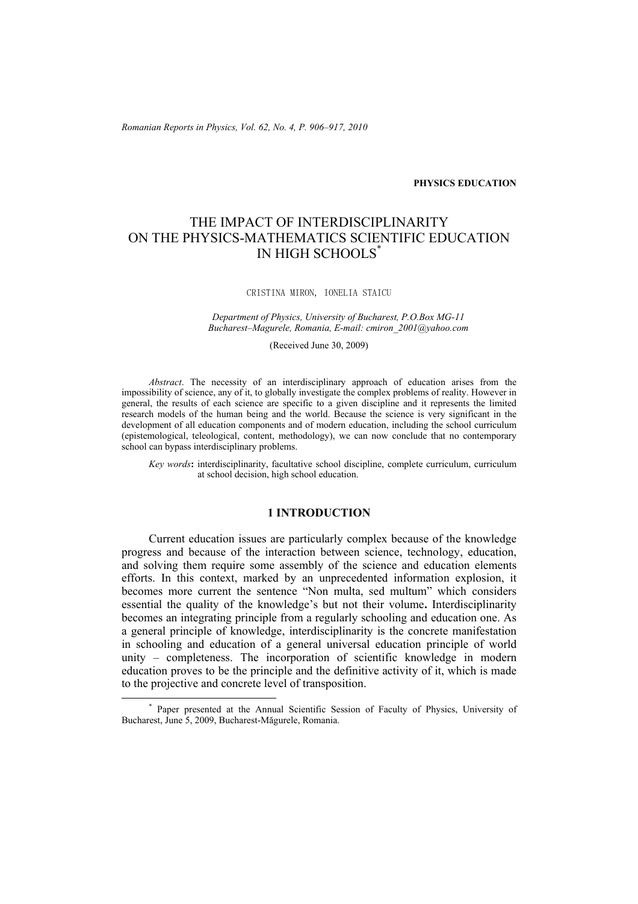**PHYSICS EDUCATION**

# THE IMPACT OF INTERDISCIPLINARITY ON THE PHYSICS-MATHEMATICS SCIENTIFIC EDUCATION IN HIGH SCHOOLS*

CRISTINA MIRON, IONELIA STAICU

*Department of Physics, University of Bucharest, P.O.Box MG-11 Bucharest–Magurele, Romania, E-mail: cmiron_2001@yahoo.com*

(Received June 30, 2009)

*Abstract*. The necessity of an interdisciplinary approach of education arises from the impossibility of science, any of it, to globally investigate the complex problems of reality. However in general, the results of each science are specific to a given discipline and it represents the limited research models of the human being and the world. Because the science is very significant in the development of all education components and of modern education, including the school curriculum (epistemological, teleological, content, methodology), we can now conclude that no contemporary school can bypass interdisciplinary problems.

*Key words***:** interdisciplinarity, facultative school discipline, complete curriculum, curriculum at school decision, high school education.

## 1 INTRODUCTION

Current education issues are particularly complex because of the knowledge progress and because of the interaction between science, technology, education, and solving them require some assembly of the science and education elements efforts. In this context, marked by an unprecedented information explosion, it becomes more current the sentence "Non multa, sed multum" which considers essential the quality of the knowledge's but not their volume**.** Interdisciplinarity becomes an integrating principle from a regularly schooling and education one. As a general principle of knowledge, interdisciplinarity is the concrete manifestation in schooling and education of a general universal education principle of world unity – completeness. The incorporation of scientific knowledge in modern education proves to be the principle and the definitive activity of it, which is made to the projective and concrete level of transposition.

* Paper presented at the Annual Scientific Session of Faculty of Physics, University of Bucharest, June 5, 2009, Bucharest-Măgurele, Romania.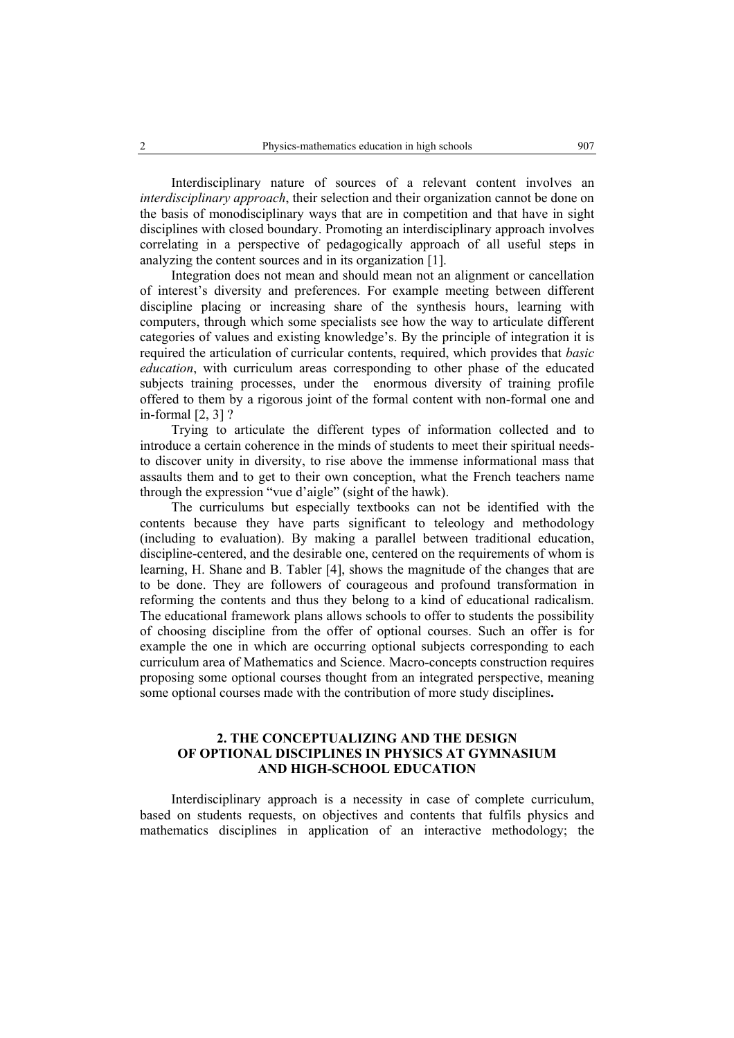Interdisciplinary nature of sources of a relevant content involves an *interdisciplinary approach*, their selection and their organization cannot be done on the basis of monodisciplinary ways that are in competition and that have in sight disciplines with closed boundary. Promoting an interdisciplinary approach involves correlating in a perspective of pedagogically approach of all useful steps in analyzing the content sources and in its organization [1].

Integration does not mean and should mean not an alignment or cancellation of interest's diversity and preferences. For example meeting between different discipline placing or increasing share of the synthesis hours, learning with computers, through which some specialists see how the way to articulate different categories of values and existing knowledge's. By the principle of integration it is required the articulation of curricular contents, required, which provides that *basic education*, with curriculum areas corresponding to other phase of the educated subjects training processes, under the enormous diversity of training profile offered to them by a rigorous joint of the formal content with non-formal one and in-formal [2, 3] ?

Trying to articulate the different types of information collected and to introduce a certain coherence in the minds of students to meet their spiritual needs-to discover unity in diversity, to rise above the immense informational mass that assaults them and to get to their own conception, what the French teachers name through the expression "vue d'aigle" (sight of the hawk).

The curriculums but especially textbooks can not be identified with the contents because they have parts significant to teleology and methodology (including to evaluation). By making a parallel between traditional education, discipline-centered, and the desirable one, centered on the requirements of whom is learning, H. Shane and B. Tabler [4], shows the magnitude of the changes that are to be done. They are followers of courageous and profound transformation in reforming the contents and thus they belong to a kind of educational radicalism. The educational framework plans allows schools to offer to students the possibility of choosing discipline from the offer of optional courses. Such an offer is for example the one in which are occurring optional subjects corresponding to each curriculum area of Mathematics and Science. Macro-concepts construction requires proposing some optional courses thought from an integrated perspective, meaning some optional courses made with the contribution of more study disciplines**.**

## 2. THE CONCEPTUALIZING AND THE DESIGN OF OPTIONAL DISCIPLINES IN PHYSICS AT GYMNASIUM AND HIGH-SCHOOL EDUCATION

Interdisciplinary approach is a necessity in case of complete curriculum, based on students requests, on objectives and contents that fulfils physics and mathematics disciplines in application of an interactive methodology; the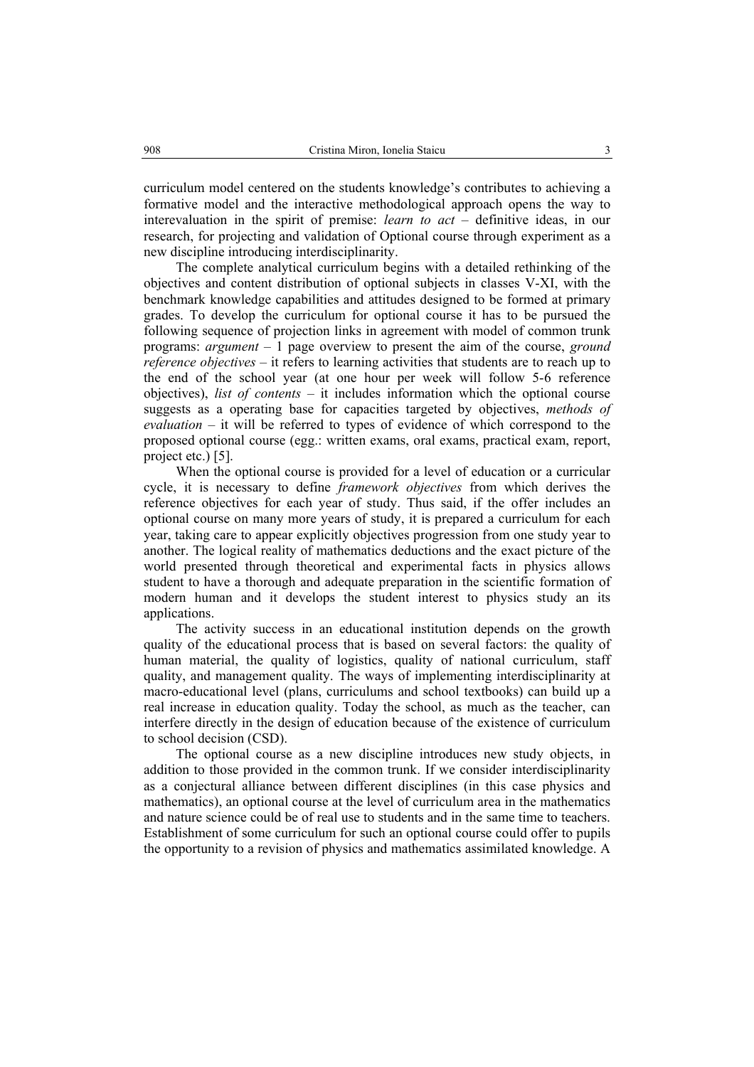curriculum model centered on the students knowledge's contributes to achieving a formative model and the interactive methodological approach opens the way to interevaluation in the spirit of premise: *learn to act* – definitive ideas, in our research, for projecting and validation of Optional course through experiment as a new discipline introducing interdisciplinarity.

The complete analytical curriculum begins with a detailed rethinking of the objectives and content distribution of optional subjects in classes V-XI, with the benchmark knowledge capabilities and attitudes designed to be formed at primary grades. To develop the curriculum for optional course it has to be pursued the following sequence of projection links in agreement with model of common trunk programs: *argument* – 1 page overview to present the aim of the course, *ground reference objectives* – it refers to learning activities that students are to reach up to the end of the school year (at one hour per week will follow 5-6 reference objectives), *list of contents* – it includes information which the optional course suggests as a operating base for capacities targeted by objectives, *methods of evaluation* – it will be referred to types of evidence of which correspond to the proposed optional course (egg.: written exams, oral exams, practical exam, report, project etc.) [5].

When the optional course is provided for a level of education or a curricular cycle, it is necessary to define *framework objectives* from which derives the reference objectives for each year of study. Thus said, if the offer includes an optional course on many more years of study, it is prepared a curriculum for each year, taking care to appear explicitly objectives progression from one study year to another. The logical reality of mathematics deductions and the exact picture of the world presented through theoretical and experimental facts in physics allows student to have a thorough and adequate preparation in the scientific formation of modern human and it develops the student interest to physics study an its applications.

The activity success in an educational institution depends on the growth quality of the educational process that is based on several factors: the quality of human material, the quality of logistics, quality of national curriculum, staff quality, and management quality. The ways of implementing interdisciplinarity at macro-educational level (plans, curriculums and school textbooks) can build up a real increase in education quality. Today the school, as much as the teacher, can interfere directly in the design of education because of the existence of curriculum to school decision (CSD).

The optional course as a new discipline introduces new study objects, in addition to those provided in the common trunk. If we consider interdisciplinarity as a conjectural alliance between different disciplines (in this case physics and mathematics), an optional course at the level of curriculum area in the mathematics and nature science could be of real use to students and in the same time to teachers. Establishment of some curriculum for such an optional course could offer to pupils the opportunity to a revision of physics and mathematics assimilated knowledge. A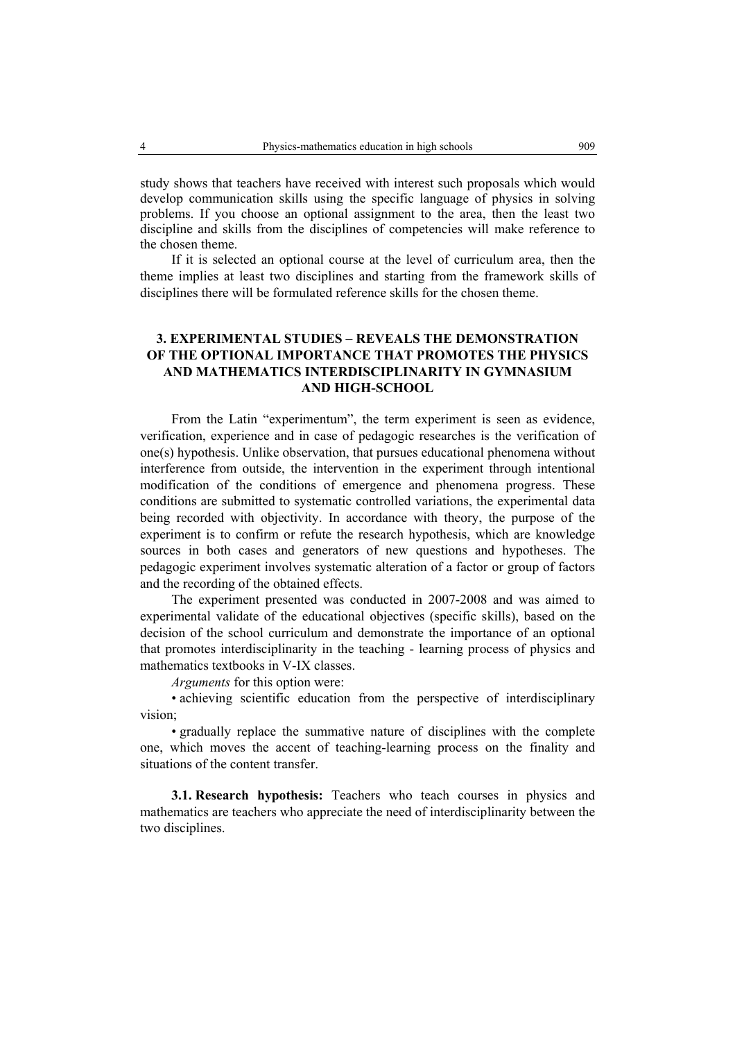study shows that teachers have received with interest such proposals which would develop communication skills using the specific language of physics in solving problems. If you choose an optional assignment to the area, then the least two discipline and skills from the disciplines of competencies will make reference to the chosen theme.

If it is selected an optional course at the level of curriculum area, then the theme implies at least two disciplines and starting from the framework skills of disciplines there will be formulated reference skills for the chosen theme.

## 3. EXPERIMENTAL STUDIES – REVEALS THE DEMONSTRATION OF THE OPTIONAL IMPORTANCE THAT PROMOTES THE PHYSICS AND MATHEMATICS INTERDISCIPLINARITY IN GYMNASIUM AND HIGH-SCHOOL

From the Latin "experimentum", the term experiment is seen as evidence, verification, experience and in case of pedagogic researches is the verification of one(s) hypothesis. Unlike observation, that pursues educational phenomena without interference from outside, the intervention in the experiment through intentional modification of the conditions of emergence and phenomena progress. These conditions are submitted to systematic controlled variations, the experimental data being recorded with objectivity. In accordance with theory, the purpose of the experiment is to confirm or refute the research hypothesis, which are knowledge sources in both cases and generators of new questions and hypotheses. The pedagogic experiment involves systematic alteration of a factor or group of factors and the recording of the obtained effects.

The experiment presented was conducted in 2007-2008 and was aimed to experimental validate of the educational objectives (specific skills), based on the decision of the school curriculum and demonstrate the importance of an optional that promotes interdisciplinarity in the teaching - learning process of physics and mathematics textbooks in V-IX classes.

*Arguments* for this option were:

• achieving scientific education from the perspective of interdisciplinary vision;

• gradually replace the summative nature of disciplines with the complete one, which moves the accent of teaching-learning process on the finality and situations of the content transfer.

**3.1. Research hypothesis:** Teachers who teach courses in physics and mathematics are teachers who appreciate the need of interdisciplinarity between the two disciplines.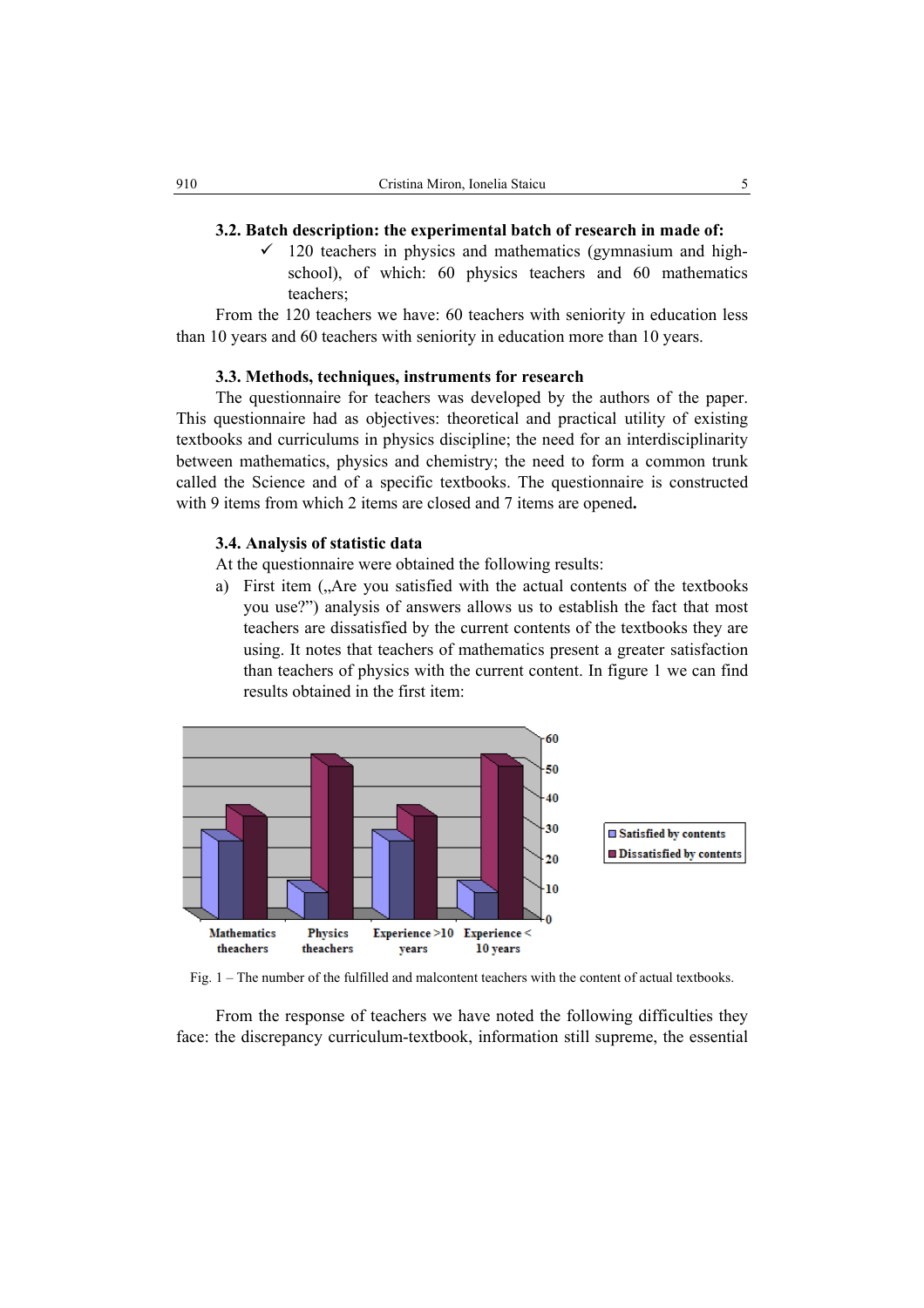### 3.2. Batch description: the experimental batch of research in made of:

- ✓ 120 teachers in physics and mathematics (gymnasium and high-school), of which: 60 physics teachers and 60 mathematics teachers;

From the 120 teachers we have: 60 teachers with seniority in education less than 10 years and 60 teachers with seniority in education more than 10 years.

### 3.3. Methods, techniques, instruments for research

The questionnaire for teachers was developed by the authors of the paper. This questionnaire had as objectives: theoretical and practical utility of existing textbooks and curriculums in physics discipline; the need for an interdisciplinarity between mathematics, physics and chemistry; the need to form a common trunk called the Science and of a specific textbooks. The questionnaire is constructed with 9 items from which 2 items are closed and 7 items are opened**.**

### 3.4. Analysis of statistic data

At the questionnaire were obtained the following results:

a) First item („Are you satisfied with the actual contents of the textbooks you use?") analysis of answers allows us to establish the fact that most teachers are dissatisfied by the current contents of the textbooks they are using. It notes that teachers of mathematics present a greater satisfaction than teachers of physics with the current content. In figure 1 we can find results obtained in the first item:

Fig. 1 – The number of the fulfilled and malcontent teachers with the content of actual textbooks.

From the response of teachers we have noted the following difficulties they face: the discrepancy curriculum-textbook, information still supreme, the essential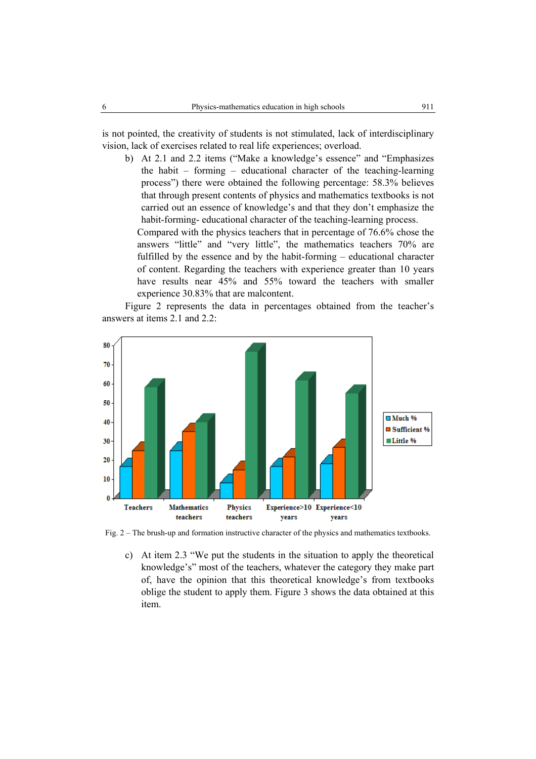is not pointed, the creativity of students is not stimulated, lack of interdisciplinary vision, lack of exercises related to real life experiences; overload.

b) At 2.1 and 2.2 items ("Make a knowledge's essence" and "Emphasizes the habit – forming – educational character of the teaching-learning process") there were obtained the following percentage: 58.3% believes that through present contents of physics and mathematics textbooks is not carried out an essence of knowledge's and that they don't emphasize the habit-forming- educational character of the teaching-learning process.

Compared with the physics teachers that in percentage of 76.6% chose the answers "little" and "very little", the mathematics teachers 70% are fulfilled by the essence and by the habit-forming – educational character of content. Regarding the teachers with experience greater than 10 years have results near 45% and 55% toward the teachers with smaller experience 30.83% that are malcontent.

Figure 2 represents the data in percentages obtained from the teacher's answers at items 2.1 and 2.2:

Fig. 2 – The brush-up and formation instructive character of the physics and mathematics textbooks.

c) At item 2.3 "We put the students in the situation to apply the theoretical knowledge's" most of the teachers, whatever the category they make part of, have the opinion that this theoretical knowledge's from textbooks oblige the student to apply them. Figure 3 shows the data obtained at this item.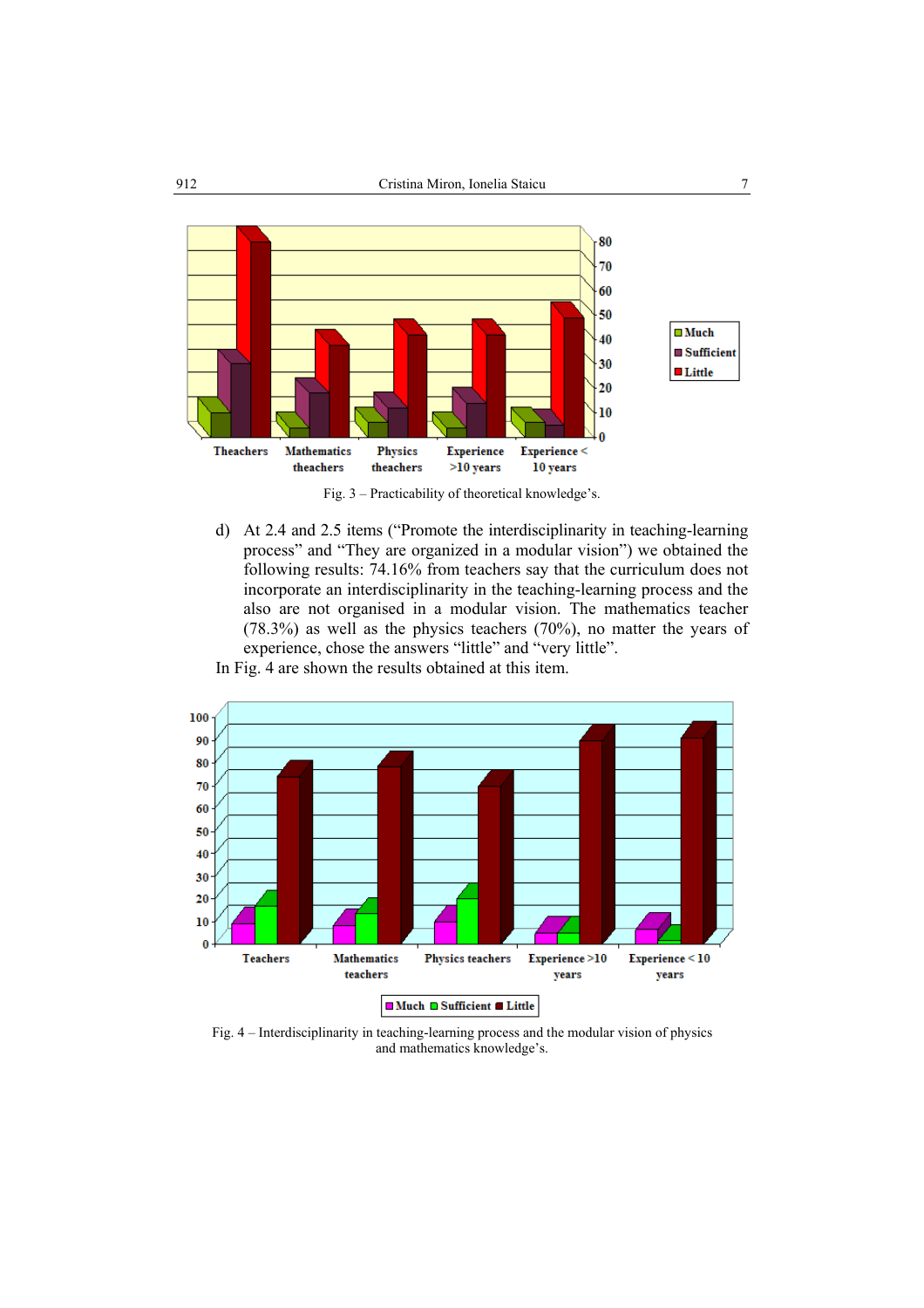Fig. 3 – Practicability of theoretical knowledge's.

d) At 2.4 and 2.5 items ("Promote the interdisciplinarity in teaching-learning process" and "They are organized in a modular vision") we obtained the following results: 74.16% from teachers say that the curriculum does not incorporate an interdisciplinarity in the teaching-learning process and the also are not organised in a modular vision. The mathematics teacher (78.3%) as well as the physics teachers (70%), no matter the years of experience, chose the answers "little" and "very little".

In Fig. 4 are shown the results obtained at this item.

Fig. 4 – Interdisciplinarity in teaching-learning process and the modular vision of physics and mathematics knowledge's.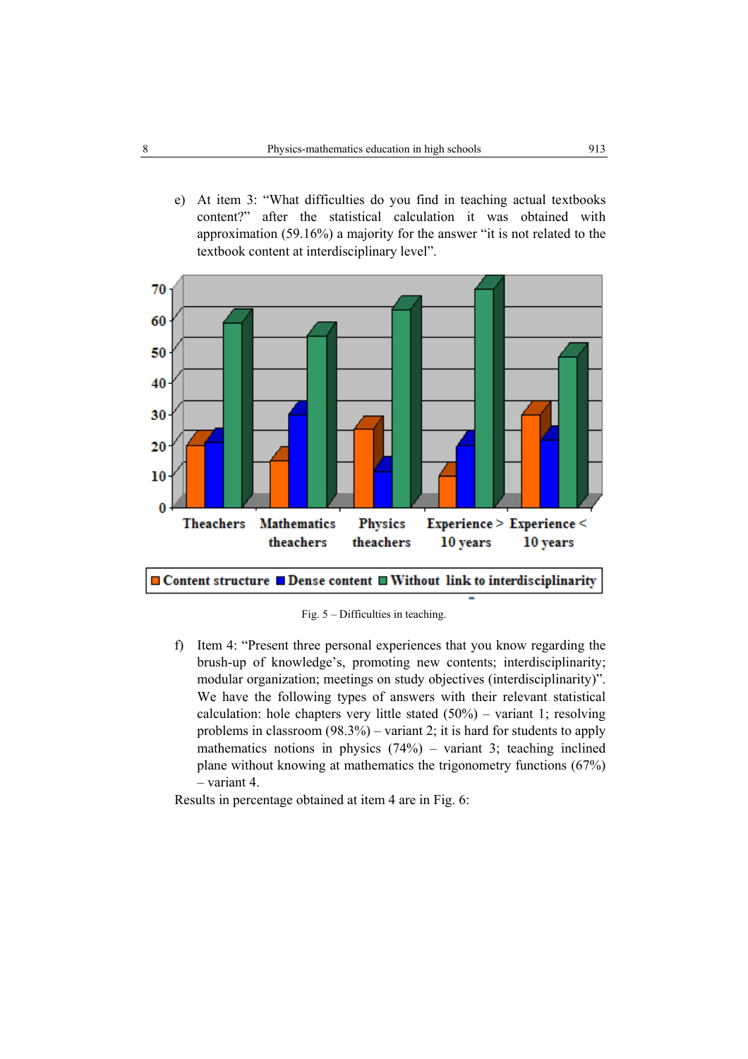e) At item 3: "What difficulties do you find in teaching actual textbooks content?" after the statistical calculation it was obtained with approximation (59.16%) a majority for the answer "it is not related to the textbook content at interdisciplinary level".

Fig. 5 – Difficulties in teaching.

f) Item 4: "Present three personal experiences that you know regarding the brush-up of knowledge's, promoting new contents; interdisciplinarity; modular organization; meetings on study objectives (interdisciplinarity)". We have the following types of answers with their relevant statistical calculation: hole chapters very little stated (50%) – variant 1; resolving problems in classroom (98.3%) – variant 2; it is hard for students to apply mathematics notions in physics (74%) – variant 3; teaching inclined plane without knowing at mathematics the trigonometry functions (67%) – variant 4.

Results in percentage obtained at item 4 are in Fig. 6: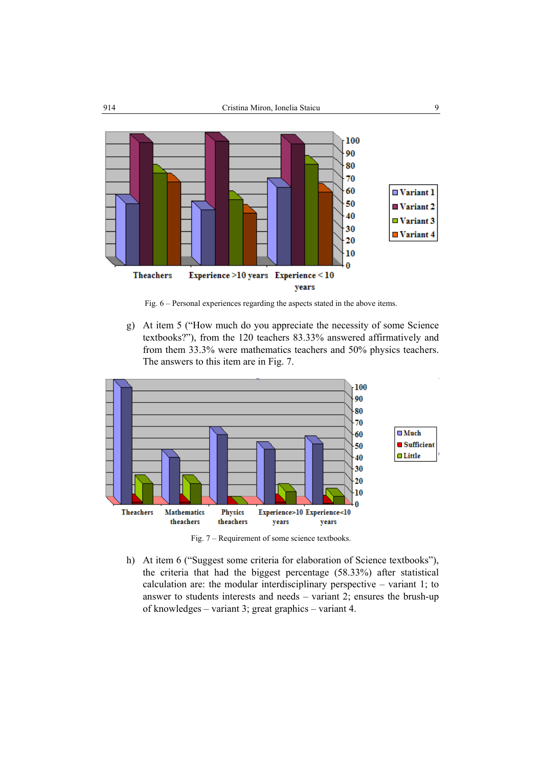Fig. 6 – Personal experiences regarding the aspects stated in the above items.

g) At item 5 ("How much do you appreciate the necessity of some Science textbooks?"), from the 120 teachers 83.33% answered affirmatively and from them 33.3% were mathematics teachers and 50% physics teachers. The answers to this item are in Fig. 7.

Fig. 7 – Requirement of some science textbooks.

h) At item 6 ("Suggest some criteria for elaboration of Science textbooks"), the criteria that had the biggest percentage (58.33%) after statistical calculation are: the modular interdisciplinary perspective – variant 1; to answer to students interests and needs – variant 2; ensures the brush-up of knowledges – variant 3; great graphics – variant 4.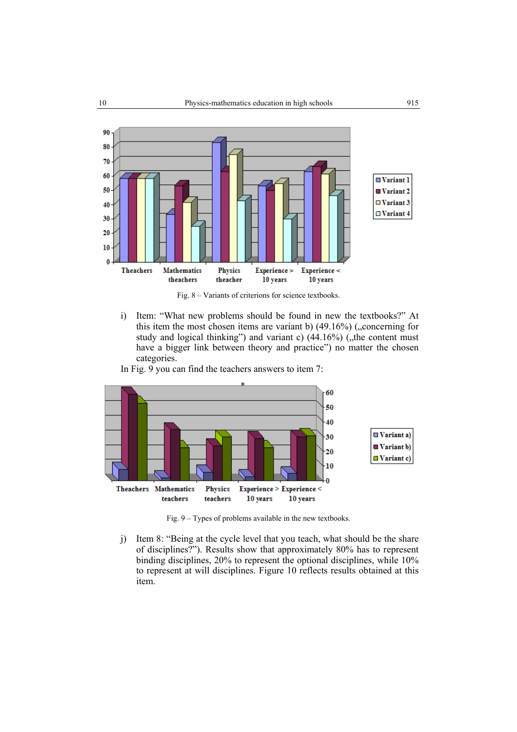Fig. 8 – Variants of criterions for science textbooks.

i) Item: "What new problems should be found in new the textbooks?" At this item the most chosen items are variant b) (49.16%) („concerning for study and logical thinking") and variant c) (44.16%) („the content must have a bigger link between theory and practice") no matter the chosen categories.

In Fig. 9 you can find the teachers answers to item 7:

Fig. 9 – Types of problems available in the new textbooks.

j) Item 8: "Being at the cycle level that you teach, what should be the share of disciplines?"). Results show that approximately 80% has to represent binding disciplines, 20% to represent the optional disciplines, while 10% to represent at will disciplines. Figure 10 reflects results obtained at this item.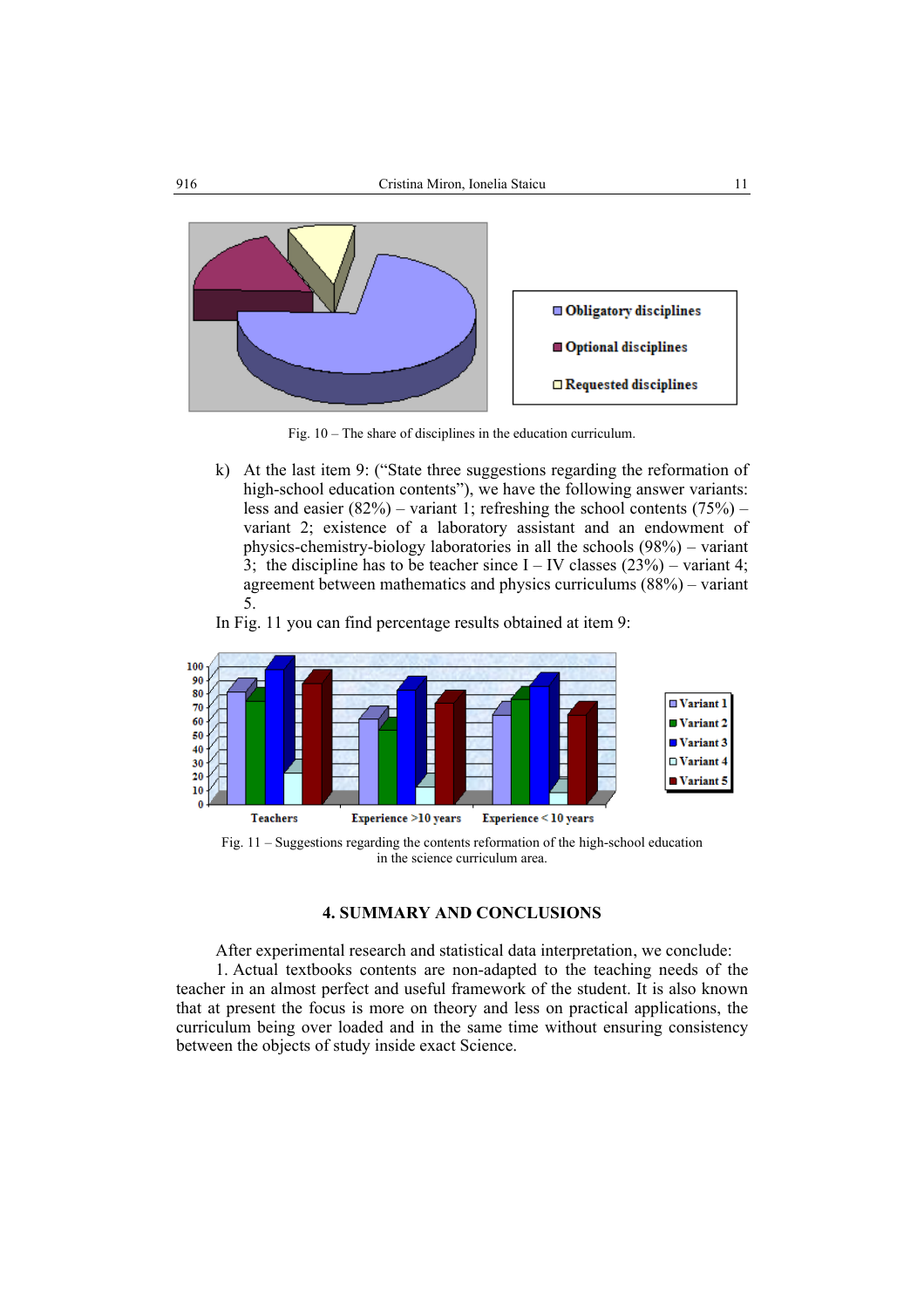Fig. 10 – The share of disciplines in the education curriculum.

k) At the last item 9: ("State three suggestions regarding the reformation of high-school education contents"), we have the following answer variants: less and easier (82%) – variant 1; refreshing the school contents (75%) – variant 2; existence of a laboratory assistant and an endowment of physics-chemistry-biology laboratories in all the schools (98%) – variant 3; the discipline has to be teacher since I – IV classes (23%) – variant 4; agreement between mathematics and physics curriculums (88%) – variant 5.

In Fig. 11 you can find percentage results obtained at item 9:

Fig. 11 – Suggestions regarding the contents reformation of the high-school education in the science curriculum area.

## 4. SUMMARY AND CONCLUSIONS

After experimental research and statistical data interpretation, we conclude:

1. Actual textbooks contents are non-adapted to the teaching needs of the teacher in an almost perfect and useful framework of the student. It is also known that at present the focus is more on theory and less on practical applications, the curriculum being over loaded and in the same time without ensuring consistency between the objects of study inside exact Science.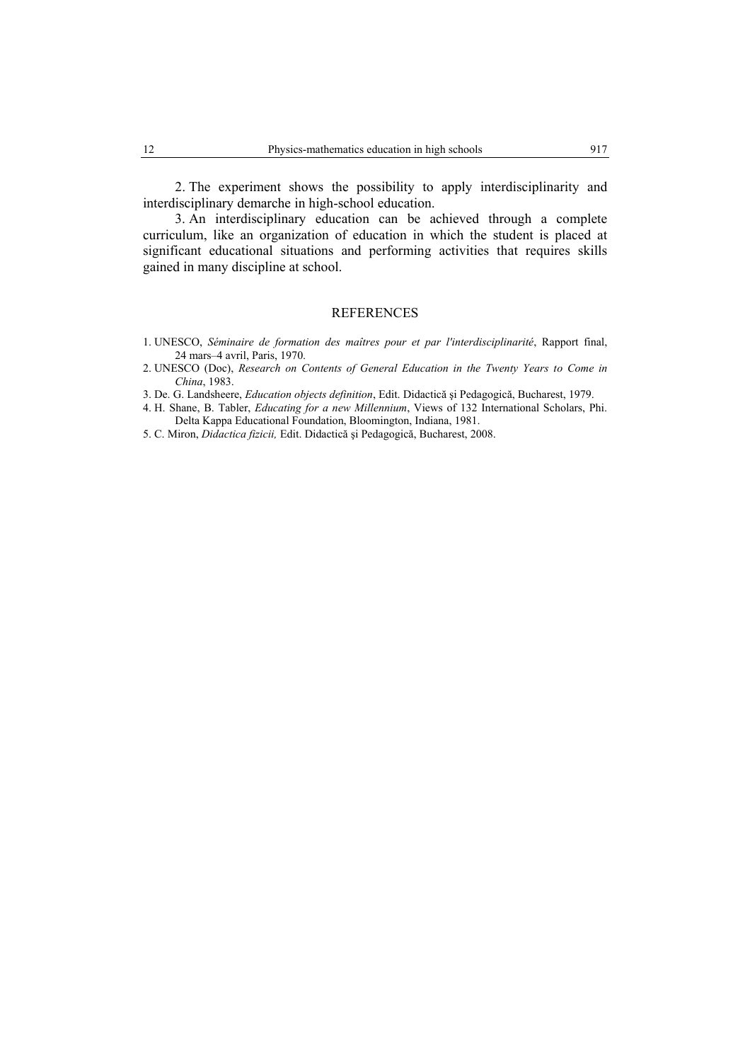2. The experiment shows the possibility to apply interdisciplinarity and interdisciplinary demarche in high-school education.

3. An interdisciplinary education can be achieved through a complete curriculum, like an organization of education in which the student is placed at significant educational situations and performing activities that requires skills gained in many discipline at school.

## REFERENCES

1. UNESCO, *Séminaire de formation des maîtres pour et par l'interdisciplinarité*, Rapport final, 24 mars–4 avril, Paris, 1970.
2. UNESCO (Doc), *Research on Contents of General Education in the Twenty Years to Come in China*, 1983.
3. De. G. Landsheere, *Education objects definition*, Edit. Didactică şi Pedagogică, Bucharest, 1979.
4. H. Shane, B. Tabler, *Educating for a new Millennium*, Views of 132 International Scholars, Phi. Delta Kappa Educational Foundation, Bloomington, Indiana, 1981.
5. C. Miron, *Didactica fizicii,* Edit. Didactică şi Pedagogică, Bucharest, 2008.